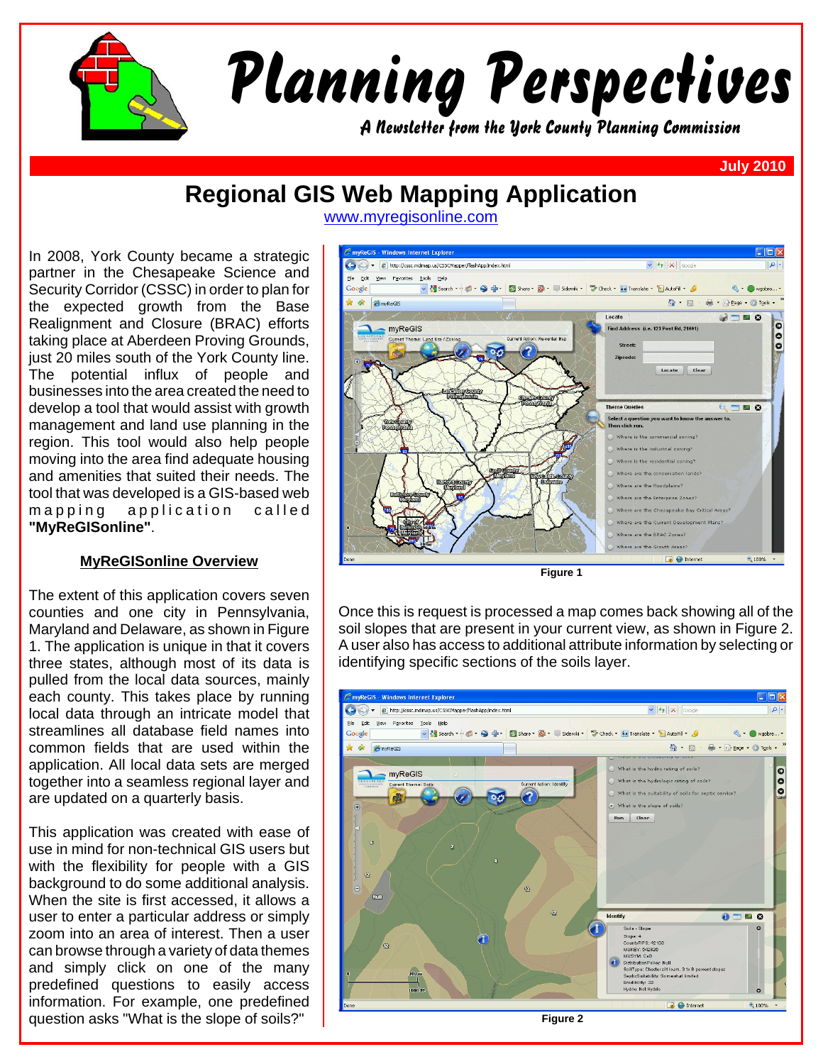# Planning Perspectives

*A Newsletter from the York County Planning Commission*

July 2010

## Regional GIS Web Mapping Application

www.myregisonline.com

In 2008, York County became a strategic partner in the Chesapeake Science and Security Corridor (CSSC) in order to plan for the expected growth from the Base Realignment and Closure (BRAC) efforts taking place at Aberdeen Proving Grounds, just 20 miles south of the York County line. The potential influx of people and businesses into the area created the need to develop a tool that would assist with growth management and land use planning in the region. This tool would also help people moving into the area find adequate housing and amenities that suited their needs. The tool that was developed is a GIS-based web mapping application called **"MyReGISonline"**.

### MyReGISonline Overview

The extent of this application covers seven counties and one city in Pennsylvania, Maryland and Delaware, as shown in Figure 1. The application is unique in that it covers three states, although most of its data is pulled from the local data sources, mainly each county. This takes place by running local data through an intricate model that streamlines all database field names into common fields that are used within the application. All local data sets are merged together into a seamless regional layer and are updated on a quarterly basis.

This application was created with ease of use in mind for non-technical GIS users but with the flexibility for people with a GIS background to do some additional analysis. When the site is first accessed, it allows a user to enter a particular address or simply zoom into an area of interest. Then a user can browse through a variety of data themes and simply click on one of the many predefined questions to easily access information. For example, one predefined question asks "What is the slope of soils?"

Figure 1

Once this is request is processed a map comes back showing all of the soil slopes that are present in your current view, as shown in Figure 2. A user also has access to additional attribute information by selecting or identifying specific sections of the soils layer.

Figure 2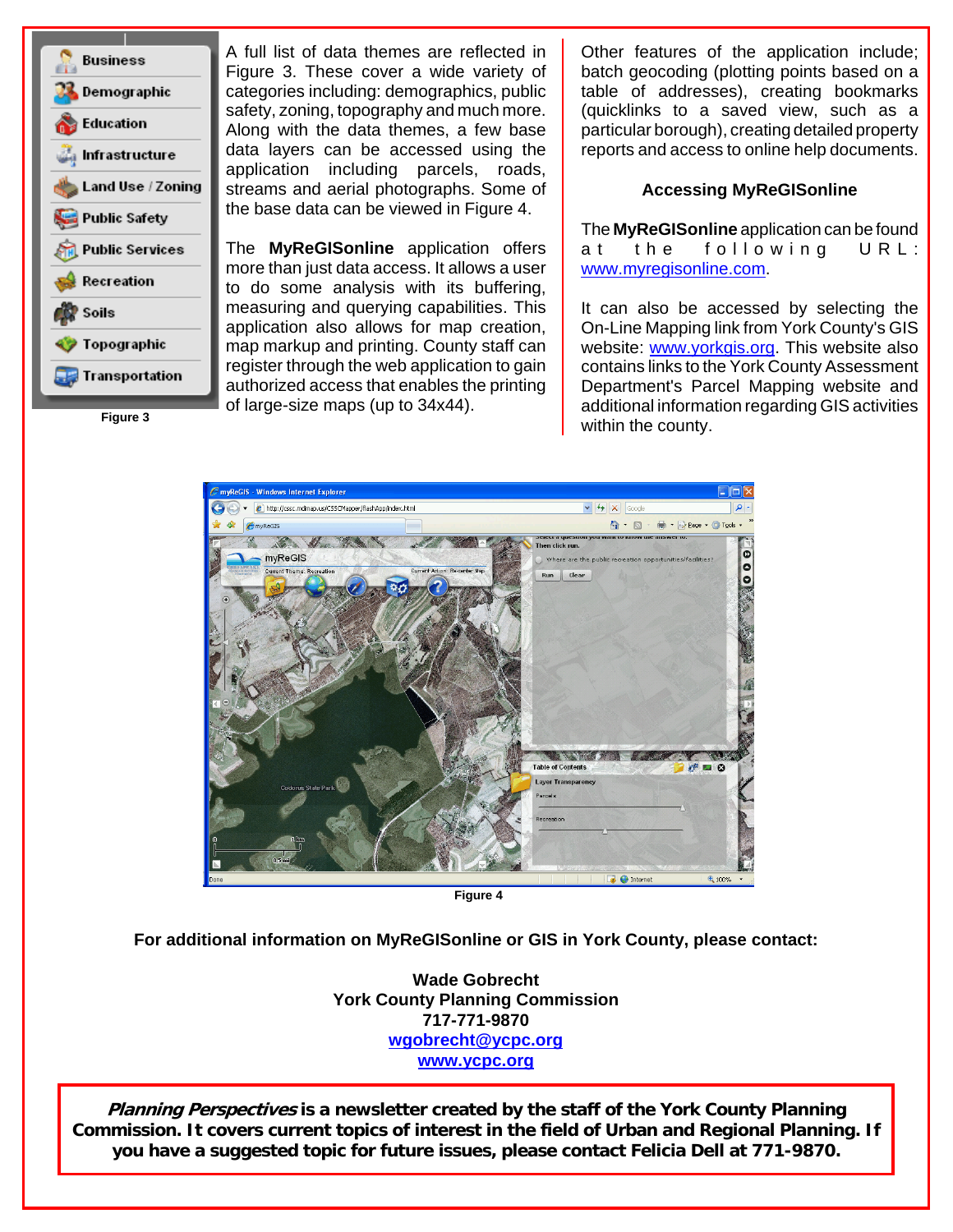Business
Demographic
Education
Infrastructure
Land Use / Zoning
Public Safety
Public Services
Recreation
Soils
Topographic
Transportation

Figure 3

A full list of data themes are reflected in Figure 3. These cover a wide variety of categories including: demographics, public safety, zoning, topography and much more. Along with the data themes, a few base data layers can be accessed using the application including parcels, roads, streams and aerial photographs. Some of the base data can be viewed in Figure 4.

The **MyReGISonline** application offers more than just data access. It allows a user to do some analysis with its buffering, measuring and querying capabilities. This application also allows for map creation, map markup and printing. County staff can register through the web application to gain authorized access that enables the printing of large-size maps (up to 34x44).

Other features of the application include; batch geocoding (plotting points based on a table of addresses), creating bookmarks (quicklinks to a saved view, such as a particular borough), creating detailed property reports and access to online help documents.

### Accessing MyReGISonline

The **MyReGISonline** application can be found at the following URL: www.myregisonline.com.

It can also be accessed by selecting the On-Line Mapping link from York County's GIS website: www.yorkgis.org. This website also contains links to the York County Assessment Department's Parcel Mapping website and additional information regarding GIS activities within the county.

Figure 4

**For additional information on MyReGISonline or GIS in York County, please contact:**

**Wade Gobrecht**
**York County Planning Commission**
**717-771-9870**
**wgobrecht@ycpc.org**
**www.ycpc.org**

***Planning Perspectives*** **is a newsletter created by the staff of the York County Planning Commission. It covers current topics of interest in the field of Urban and Regional Planning. If you have a suggested topic for future issues, please contact Felicia Dell at 771-9870.**